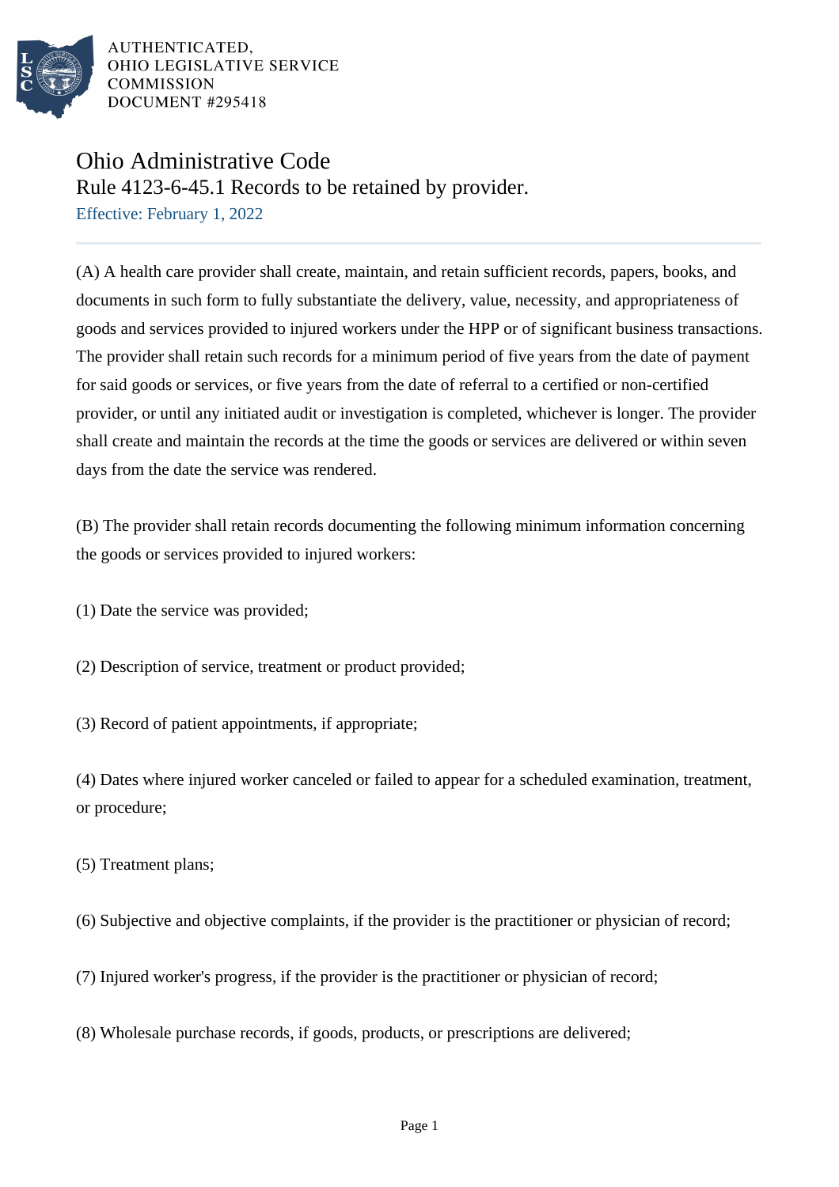AUTHENTICATED,
OHIO LEGISLATIVE SERVICE
COMMISSION
DOCUMENT #295418

# Ohio Administrative Code

## Rule 4123-6-45.1 Records to be retained by provider.

Effective: February 1, 2022

(A) A health care provider shall create, maintain, and retain sufficient records, papers, books, and documents in such form to fully substantiate the delivery, value, necessity, and appropriateness of goods and services provided to injured workers under the HPP or of significant business transactions. The provider shall retain such records for a minimum period of five years from the date of payment for said goods or services, or five years from the date of referral to a certified or non-certified provider, or until any initiated audit or investigation is completed, whichever is longer. The provider shall create and maintain the records at the time the goods or services are delivered or within seven days from the date the service was rendered.

(B) The provider shall retain records documenting the following minimum information concerning the goods or services provided to injured workers:

(1) Date the service was provided;

(2) Description of service, treatment or product provided;

(3) Record of patient appointments, if appropriate;

(4) Dates where injured worker canceled or failed to appear for a scheduled examination, treatment, or procedure;

(5) Treatment plans;

(6) Subjective and objective complaints, if the provider is the practitioner or physician of record;

(7) Injured worker's progress, if the provider is the practitioner or physician of record;

(8) Wholesale purchase records, if goods, products, or prescriptions are delivered;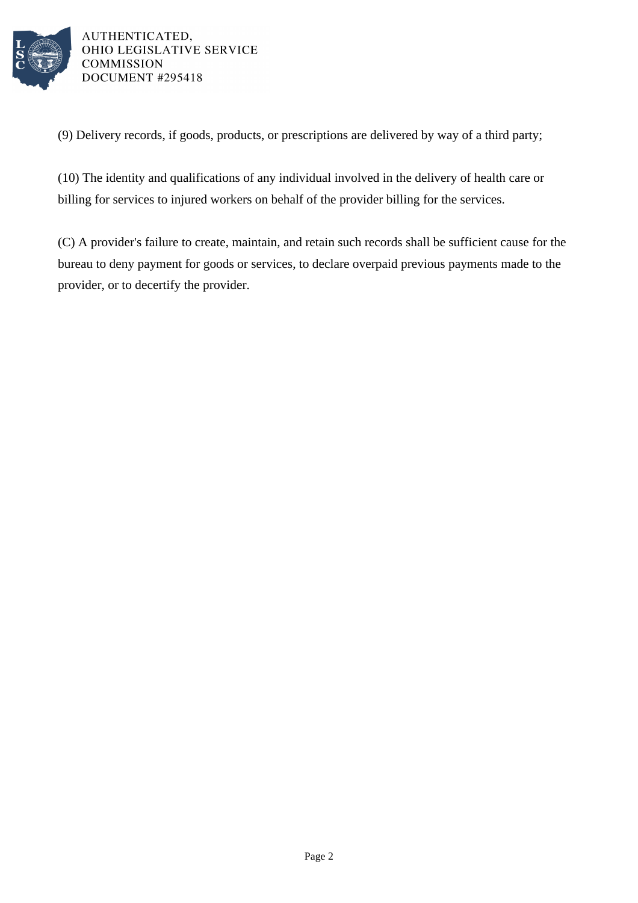(9) Delivery records, if goods, products, or prescriptions are delivered by way of a third party;

(10) The identity and qualifications of any individual involved in the delivery of health care or billing for services to injured workers on behalf of the provider billing for the services.

(C) A provider's failure to create, maintain, and retain such records shall be sufficient cause for the bureau to deny payment for goods or services, to declare overpaid previous payments made to the provider, or to decertify the provider.